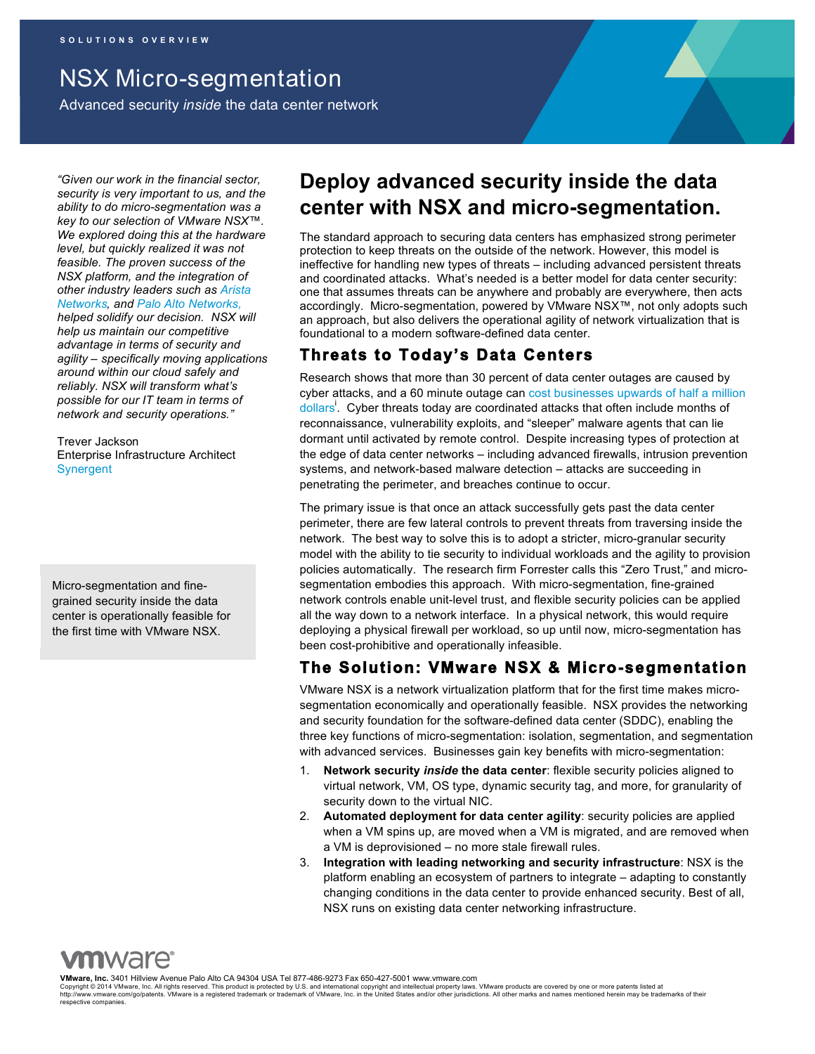SOLUTIONS OVERVIEW

# NSX Micro-segmentation

Advanced security *inside* the data center network

*"Given our work in the financial sector, security is very important to us, and the ability to do micro-segmentation was a key to our selection of VMware NSX™. We explored doing this at the hardware level, but quickly realized it was not feasible. The proven success of the NSX platform, and the integration of other industry leaders such as Arista Networks, and Palo Alto Networks, helped solidify our decision. NSX will help us maintain our competitive advantage in terms of security and agility – specifically moving applications around within our cloud safely and reliably. NSX will transform what's possible for our IT team in terms of network and security operations."*

Trever Jackson
Enterprise Infrastructure Architect
Synergent

Micro-segmentation and fine-grained security inside the data center is operationally feasible for the first time with VMware NSX.

## Deploy advanced security inside the data center with NSX and micro-segmentation.

The standard approach to securing data centers has emphasized strong perimeter protection to keep threats on the outside of the network. However, this model is ineffective for handling new types of threats – including advanced persistent threats and coordinated attacks. What's needed is a better model for data center security: one that assumes threats can be anywhere and probably are everywhere, then acts accordingly. Micro-segmentation, powered by VMware NSX™, not only adopts such an approach, but also delivers the operational agility of network virtualization that is foundational to a modern software-defined data center.

### Threats to Today's Data Centers

Research shows that more than 30 percent of data center outages are caused by cyber attacks, and a 60 minute outage can cost businesses upwards of half a million dollars[i]. Cyber threats today are coordinated attacks that often include months of reconnaissance, vulnerability exploits, and "sleeper" malware agents that can lie dormant until activated by remote control. Despite increasing types of protection at the edge of data center networks – including advanced firewalls, intrusion prevention systems, and network-based malware detection – attacks are succeeding in penetrating the perimeter, and breaches continue to occur.

The primary issue is that once an attack successfully gets past the data center perimeter, there are few lateral controls to prevent threats from traversing inside the network. The best way to solve this is to adopt a stricter, micro-granular security model with the ability to tie security to individual workloads and the agility to provision policies automatically. The research firm Forrester calls this "Zero Trust," and micro-segmentation embodies this approach. With micro-segmentation, fine-grained network controls enable unit-level trust, and flexible security policies can be applied all the way down to a network interface. In a physical network, this would require deploying a physical firewall per workload, so up until now, micro-segmentation has been cost-prohibitive and operationally infeasible.

### The Solution: VMware NSX & Micro-segmentation

VMware NSX is a network virtualization platform that for the first time makes micro-segmentation economically and operationally feasible. NSX provides the networking and security foundation for the software-defined data center (SDDC), enabling the three key functions of micro-segmentation: isolation, segmentation, and segmentation with advanced services. Businesses gain key benefits with micro-segmentation:

1. **Network security *inside* the data center**: flexible security policies aligned to virtual network, VM, OS type, dynamic security tag, and more, for granularity of security down to the virtual NIC.
2. **Automated deployment for data center agility**: security policies are applied when a VM spins up, are moved when a VM is migrated, and are removed when a VM is deprovisioned – no more stale firewall rules.
3. **Integration with leading networking and security infrastructure**: NSX is the platform enabling an ecosystem of partners to integrate – adapting to constantly changing conditions in the data center to provide enhanced security. Best of all, NSX runs on existing data center networking infrastructure.

vmware®

**VMware, Inc.** 3401 Hillview Avenue Palo Alto CA 94304 USA Tel 877-486-9273 Fax 650-427-5001 www.vmware.com
Copyright © 2014 VMware, Inc. All rights reserved. This product is protected by U.S. and international copyright and intellectual property laws. VMware products are covered by one or more patents listed at http://www.vmware.com/go/patents. VMware is a registered trademark or trademark of VMware, Inc. in the United States and/or other jurisdictions. All other marks and names mentioned herein may be trademarks of their respective companies.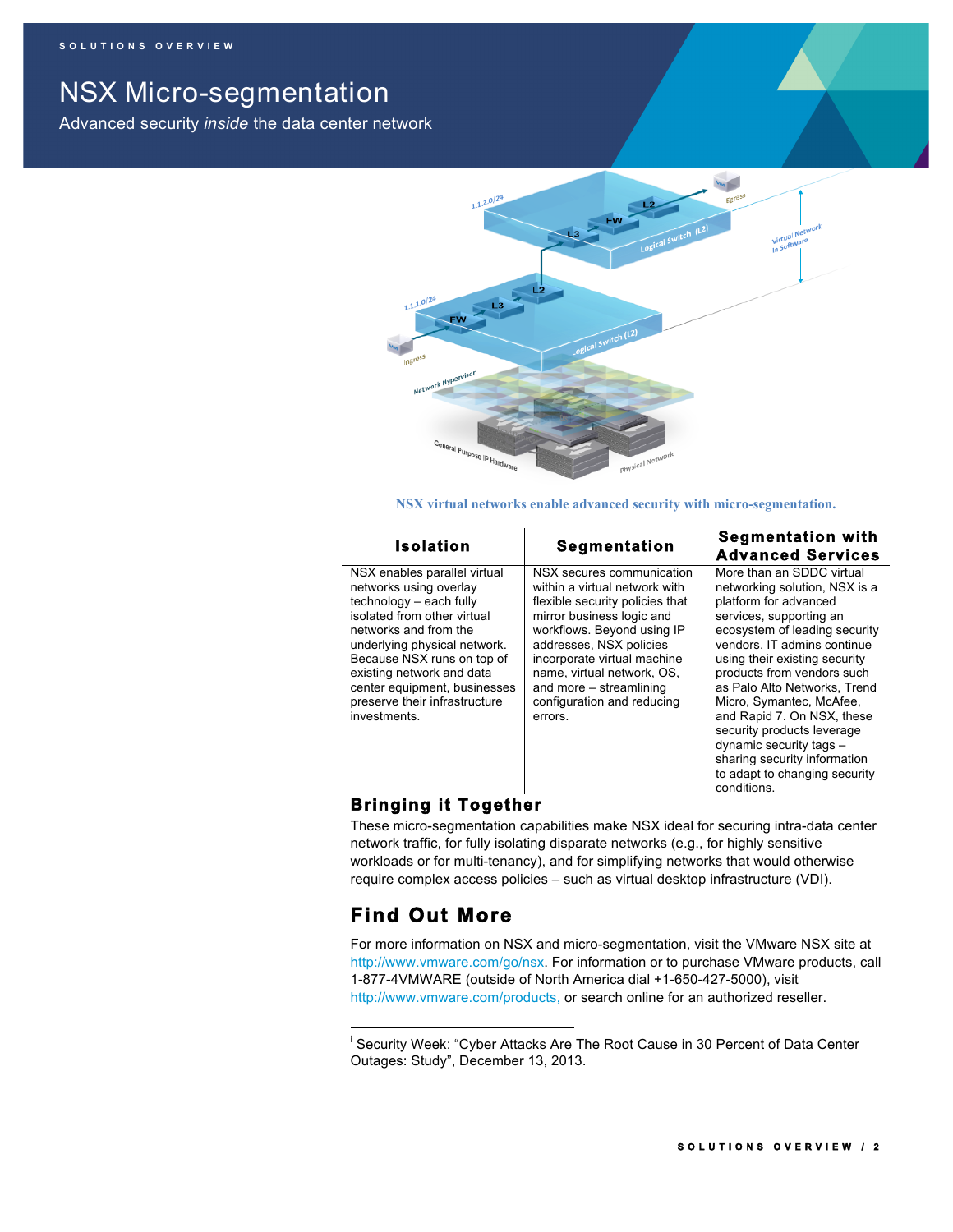# NSX Micro-segmentation

Advanced security *inside* the data center network

1.1.2.0/24

L2

FW

L3

Logical Switch (L2)

Egress

Virtual Network In Software

1.1.1.0/24

L2

L3

FW

Logical Switch (L2)

Ingress

Network Hypervisor

General Purpose IP Hardware

Physical Network

NSX virtual networks enable advanced security with micro-segmentation.

| Isolation | Segmentation | Segmentation with Advanced Services |
|---|---|---|
| NSX enables parallel virtual networks using overlay technology – each fully isolated from other virtual networks and from the underlying physical network. Because NSX runs on top of existing network and data center equipment, businesses preserve their infrastructure investments. | NSX secures communication within a virtual network with flexible security policies that mirror business logic and workflows. Beyond using IP addresses, NSX policies incorporate virtual machine name, virtual network, OS, and more – streamlining configuration and reducing errors. | More than an SDDC virtual networking solution, NSX is a platform for advanced services, supporting an ecosystem of leading security vendors. IT admins continue using their existing security products from vendors such as Palo Alto Networks, Trend Micro, Symantec, McAfee, and Rapid 7. On NSX, these security products leverage dynamic security tags – sharing security information to adapt to changing security conditions. |

### Bringing it Together

These micro-segmentation capabilities make NSX ideal for securing intra-data center network traffic, for fully isolating disparate networks (e.g., for highly sensitive workloads or for multi-tenancy), and for simplifying networks that would otherwise require complex access policies – such as virtual desktop infrastructure (VDI).

## Find Out More

For more information on NSX and micro-segmentation, visit the VMware NSX site at http://www.vmware.com/go/nsx. For information or to purchase VMware products, call 1-877-4VMWARE (outside of North America dial +1-650-427-5000), visit http://www.vmware.com/products, or search online for an authorized reseller.

---

[i] Security Week: "Cyber Attacks Are The Root Cause in 30 Percent of Data Center Outages: Study", December 13, 2013.